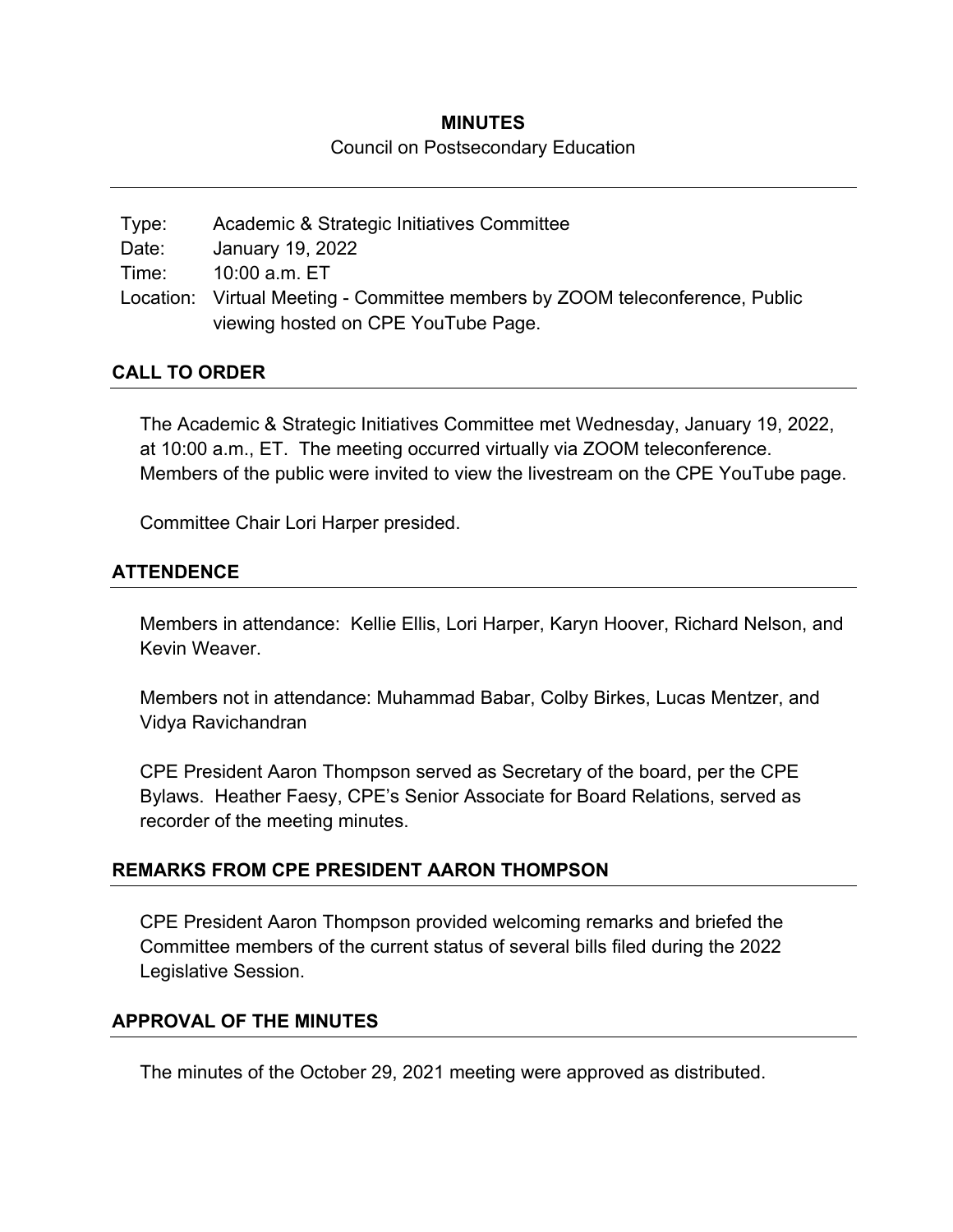# MINUTES

Council on Postsecondary Education

| | |
|---|---|
| Type: | Academic & Strategic Initiatives Committee |
| Date: | January 19, 2022 |
| Time: | 10:00 a.m. ET |
| Location: | Virtual Meeting - Committee members by ZOOM teleconference, Public viewing hosted on CPE YouTube Page. |

## CALL TO ORDER

The Academic & Strategic Initiatives Committee met Wednesday, January 19, 2022, at 10:00 a.m., ET. The meeting occurred virtually via ZOOM teleconference. Members of the public were invited to view the livestream on the CPE YouTube page.

Committee Chair Lori Harper presided.

## ATTENDENCE

Members in attendance: Kellie Ellis, Lori Harper, Karyn Hoover, Richard Nelson, and Kevin Weaver.

Members not in attendance: Muhammad Babar, Colby Birkes, Lucas Mentzer, and Vidya Ravichandran

CPE President Aaron Thompson served as Secretary of the board, per the CPE Bylaws. Heather Faesy, CPE's Senior Associate for Board Relations, served as recorder of the meeting minutes.

## REMARKS FROM CPE PRESIDENT AARON THOMPSON

CPE President Aaron Thompson provided welcoming remarks and briefed the Committee members of the current status of several bills filed during the 2022 Legislative Session.

## APPROVAL OF THE MINUTES

The minutes of the October 29, 2021 meeting were approved as distributed.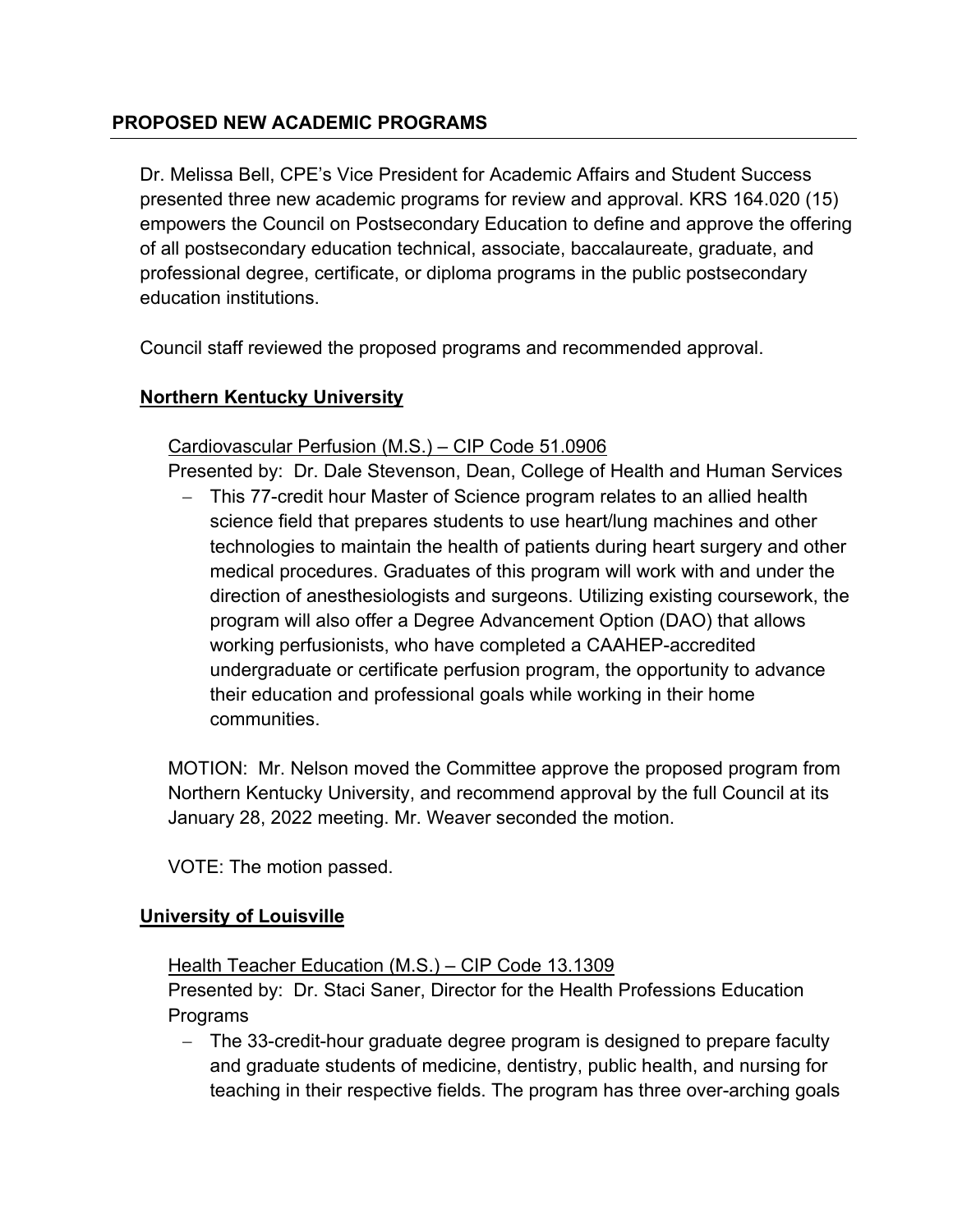## PROPOSED NEW ACADEMIC PROGRAMS

Dr. Melissa Bell, CPE's Vice President for Academic Affairs and Student Success presented three new academic programs for review and approval. KRS 164.020 (15) empowers the Council on Postsecondary Education to define and approve the offering of all postsecondary education technical, associate, baccalaureate, graduate, and professional degree, certificate, or diploma programs in the public postsecondary education institutions.

Council staff reviewed the proposed programs and recommended approval.

### **Northern Kentucky University**

Cardiovascular Perfusion (M.S.) – CIP Code 51.0906

Presented by: Dr. Dale Stevenson, Dean, College of Health and Human Services

- This 77-credit hour Master of Science program relates to an allied health science field that prepares students to use heart/lung machines and other technologies to maintain the health of patients during heart surgery and other medical procedures. Graduates of this program will work with and under the direction of anesthesiologists and surgeons. Utilizing existing coursework, the program will also offer a Degree Advancement Option (DAO) that allows working perfusionists, who have completed a CAAHEP-accredited undergraduate or certificate perfusion program, the opportunity to advance their education and professional goals while working in their home communities.

MOTION: Mr. Nelson moved the Committee approve the proposed program from Northern Kentucky University, and recommend approval by the full Council at its January 28, 2022 meeting. Mr. Weaver seconded the motion.

VOTE: The motion passed.

### **University of Louisville**

Health Teacher Education (M.S.) – CIP Code 13.1309

Presented by: Dr. Staci Saner, Director for the Health Professions Education Programs

- The 33-credit-hour graduate degree program is designed to prepare faculty and graduate students of medicine, dentistry, public health, and nursing for teaching in their respective fields. The program has three over-arching goals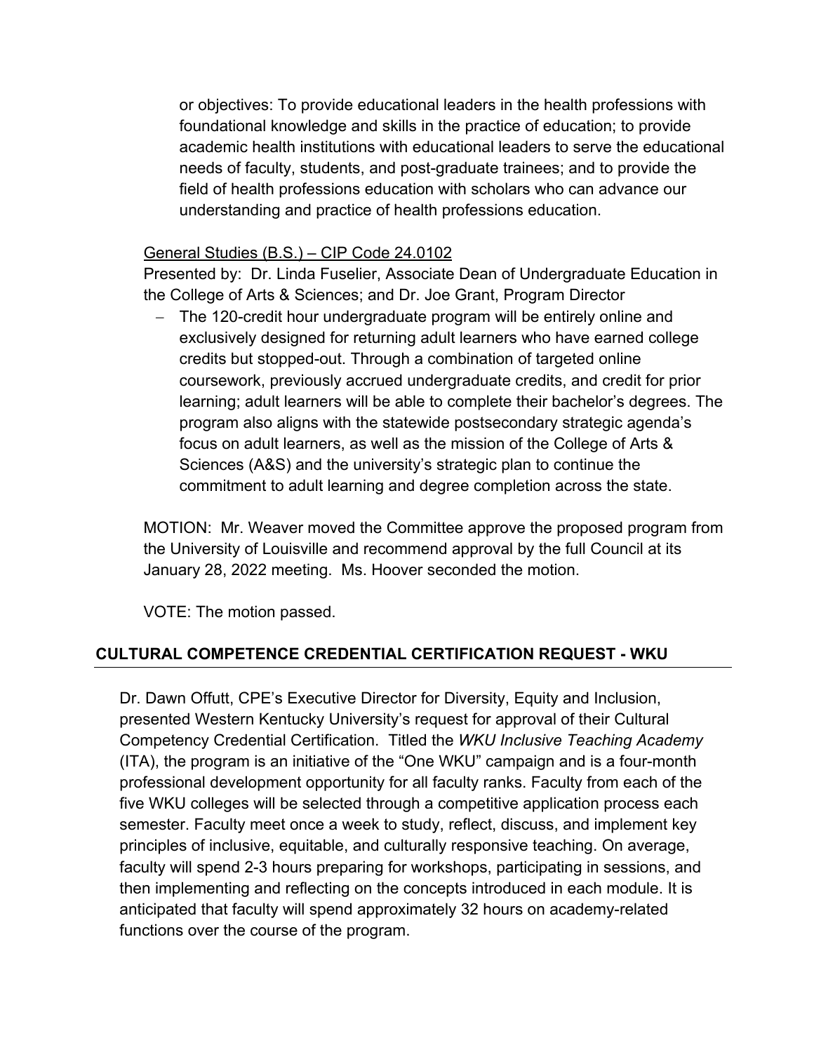or objectives: To provide educational leaders in the health professions with foundational knowledge and skills in the practice of education; to provide academic health institutions with educational leaders to serve the educational needs of faculty, students, and post-graduate trainees; and to provide the field of health professions education with scholars who can advance our understanding and practice of health professions education.

General Studies (B.S.) – CIP Code 24.0102

Presented by: Dr. Linda Fuselier, Associate Dean of Undergraduate Education in the College of Arts & Sciences; and Dr. Joe Grant, Program Director

- The 120-credit hour undergraduate program will be entirely online and exclusively designed for returning adult learners who have earned college credits but stopped-out. Through a combination of targeted online coursework, previously accrued undergraduate credits, and credit for prior learning; adult learners will be able to complete their bachelor's degrees. The program also aligns with the statewide postsecondary strategic agenda's focus on adult learners, as well as the mission of the College of Arts & Sciences (A&S) and the university's strategic plan to continue the commitment to adult learning and degree completion across the state.

MOTION: Mr. Weaver moved the Committee approve the proposed program from the University of Louisville and recommend approval by the full Council at its January 28, 2022 meeting. Ms. Hoover seconded the motion.

VOTE: The motion passed.

## CULTURAL COMPETENCE CREDENTIAL CERTIFICATION REQUEST - WKU

Dr. Dawn Offutt, CPE's Executive Director for Diversity, Equity and Inclusion, presented Western Kentucky University's request for approval of their Cultural Competency Credential Certification. Titled the *WKU Inclusive Teaching Academy* (ITA), the program is an initiative of the "One WKU" campaign and is a four-month professional development opportunity for all faculty ranks. Faculty from each of the five WKU colleges will be selected through a competitive application process each semester. Faculty meet once a week to study, reflect, discuss, and implement key principles of inclusive, equitable, and culturally responsive teaching. On average, faculty will spend 2-3 hours preparing for workshops, participating in sessions, and then implementing and reflecting on the concepts introduced in each module. It is anticipated that faculty will spend approximately 32 hours on academy-related functions over the course of the program.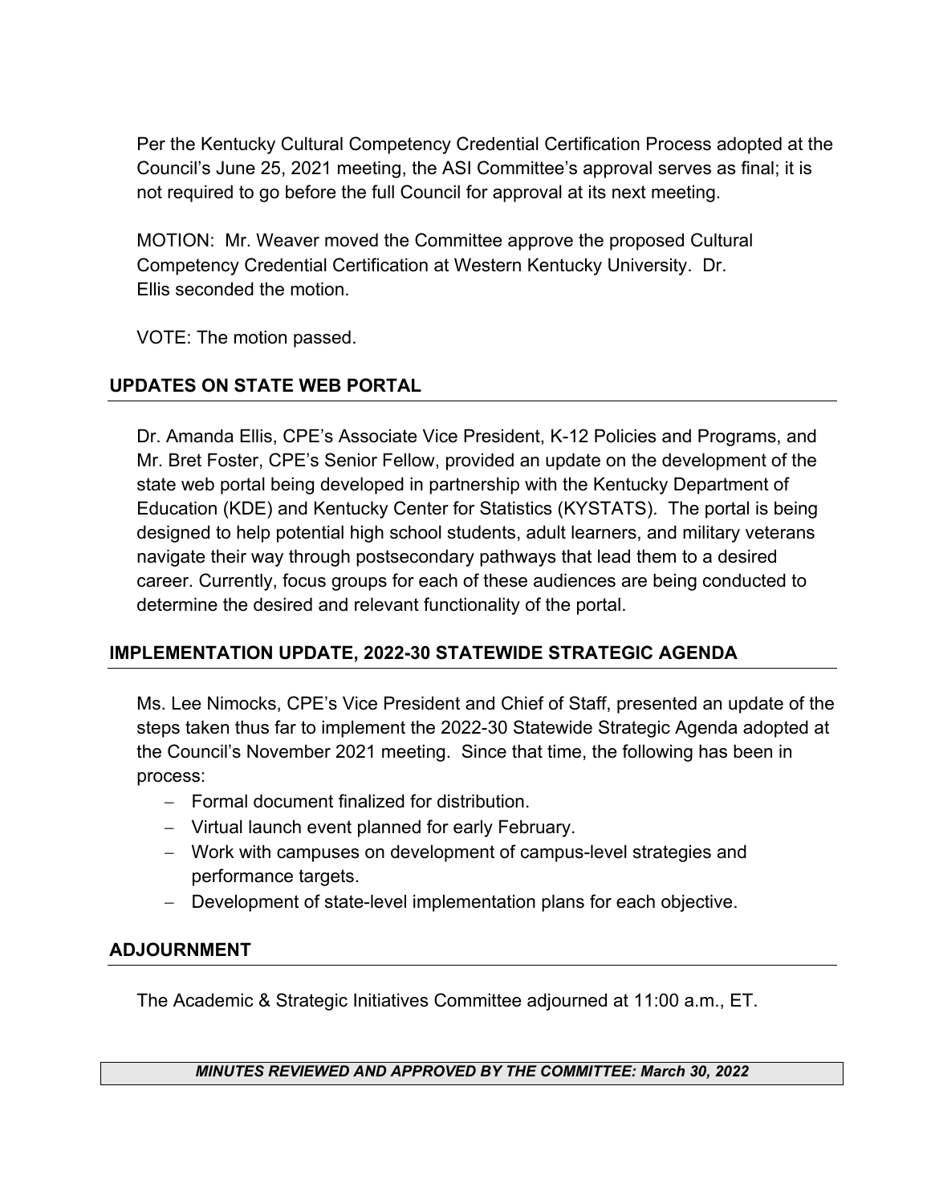Per the Kentucky Cultural Competency Credential Certification Process adopted at the Council's June 25, 2021 meeting, the ASI Committee's approval serves as final; it is not required to go before the full Council for approval at its next meeting.

MOTION: Mr. Weaver moved the Committee approve the proposed Cultural Competency Credential Certification at Western Kentucky University. Dr. Ellis seconded the motion.

VOTE: The motion passed.

## UPDATES ON STATE WEB PORTAL

Dr. Amanda Ellis, CPE's Associate Vice President, K-12 Policies and Programs, and Mr. Bret Foster, CPE's Senior Fellow, provided an update on the development of the state web portal being developed in partnership with the Kentucky Department of Education (KDE) and Kentucky Center for Statistics (KYSTATS). The portal is being designed to help potential high school students, adult learners, and military veterans navigate their way through postsecondary pathways that lead them to a desired career. Currently, focus groups for each of these audiences are being conducted to determine the desired and relevant functionality of the portal.

## IMPLEMENTATION UPDATE, 2022-30 STATEWIDE STRATEGIC AGENDA

Ms. Lee Nimocks, CPE's Vice President and Chief of Staff, presented an update of the steps taken thus far to implement the 2022-30 Statewide Strategic Agenda adopted at the Council's November 2021 meeting. Since that time, the following has been in process:

- Formal document finalized for distribution.
- Virtual launch event planned for early February.
- Work with campuses on development of campus-level strategies and performance targets.
- Development of state-level implementation plans for each objective.

## ADJOURNMENT

The Academic & Strategic Initiatives Committee adjourned at 11:00 a.m., ET.

***MINUTES REVIEWED AND APPROVED BY THE COMMITTEE: March 30, 2022***